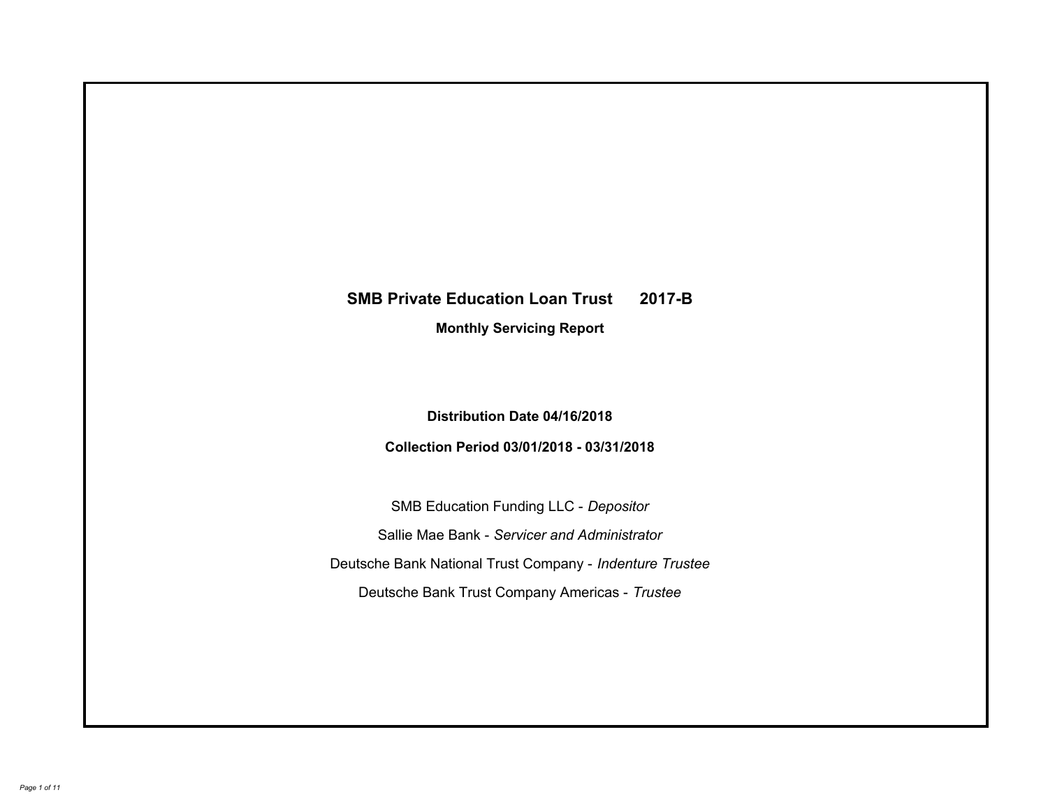# SMB Private Education Loan Trust 2017-B

**Monthly Servicing Report**

**Distribution Date 04/16/2018**

**Collection Period 03/01/2018 - 03/31/2018**

SMB Education Funding LLC - *Depositor*

Sallie Mae Bank - *Servicer and Administrator*

Deutsche Bank National Trust Company - *Indenture Trustee*

Deutsche Bank Trust Company Americas - *Trustee*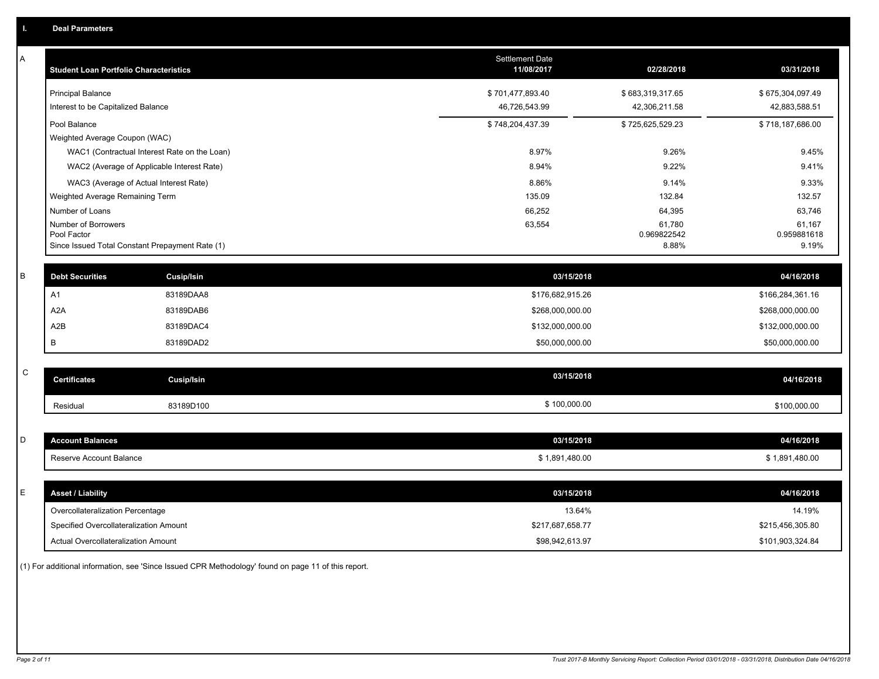## I. Deal Parameters

### A

| Student Loan Portfolio Characteristics | Settlement Date 11/08/2017 | 02/28/2018 | 03/31/2018 |
|---|---|---|---|
| Principal Balance | $ 701,477,893.40 | $ 683,319,317.65 | $ 675,304,097.49 |
| Interest to be Capitalized Balance | 46,726,543.99 | 42,306,211.58 | 42,883,588.51 |
| Pool Balance | $ 748,204,437.39 | $ 725,625,529.23 | $ 718,187,686.00 |
| Weighted Average Coupon (WAC) | | | |
| WAC1 (Contractual Interest Rate on the Loan) | 8.97% | 9.26% | 9.45% |
| WAC2 (Average of Applicable Interest Rate) | 8.94% | 9.22% | 9.41% |
| WAC3 (Average of Actual Interest Rate) | 8.86% | 9.14% | 9.33% |
| Weighted Average Remaining Term | 135.09 | 132.84 | 132.57 |
| Number of Loans | 66,252 | 64,395 | 63,746 |
| Number of Borrowers | 63,554 | 61,780 | 61,167 |
| Pool Factor | | 0.969822542 | 0.959881618 |
| Since Issued Total Constant Prepayment Rate (1) | | 8.88% | 9.19% |

### B

| Debt Securities | Cusip/Isin | 03/15/2018 | 04/16/2018 |
|---|---|---|---|
| A1 | 83189DAA8 | $176,682,915.26 | $166,284,361.16 |
| A2A | 83189DAB6 | $268,000,000.00 | $268,000,000.00 |
| A2B | 83189DAC4 | $132,000,000.00 | $132,000,000.00 |
| B | 83189DAD2 | $50,000,000.00 | $50,000,000.00 |

### C

| Certificates | Cusip/Isin | 03/15/2018 | 04/16/2018 |
|---|---|---|---|
| Residual | 83189D100 | $ 100,000.00 | $100,000.00 |

### D

| Account Balances | 03/15/2018 | 04/16/2018 |
|---|---|---|
| Reserve Account Balance | $ 1,891,480.00 | $ 1,891,480.00 |

### E

| Asset / Liability | 03/15/2018 | 04/16/2018 |
|---|---|---|
| Overcollateralization Percentage | 13.64% | 14.19% |
| Specified Overcollateralization Amount | $217,687,658.77 | $215,456,305.80 |
| Actual Overcollateralization Amount | $98,942,613.97 | $101,903,324.84 |

(1) For additional information, see 'Since Issued CPR Methodology' found on page 11 of this report.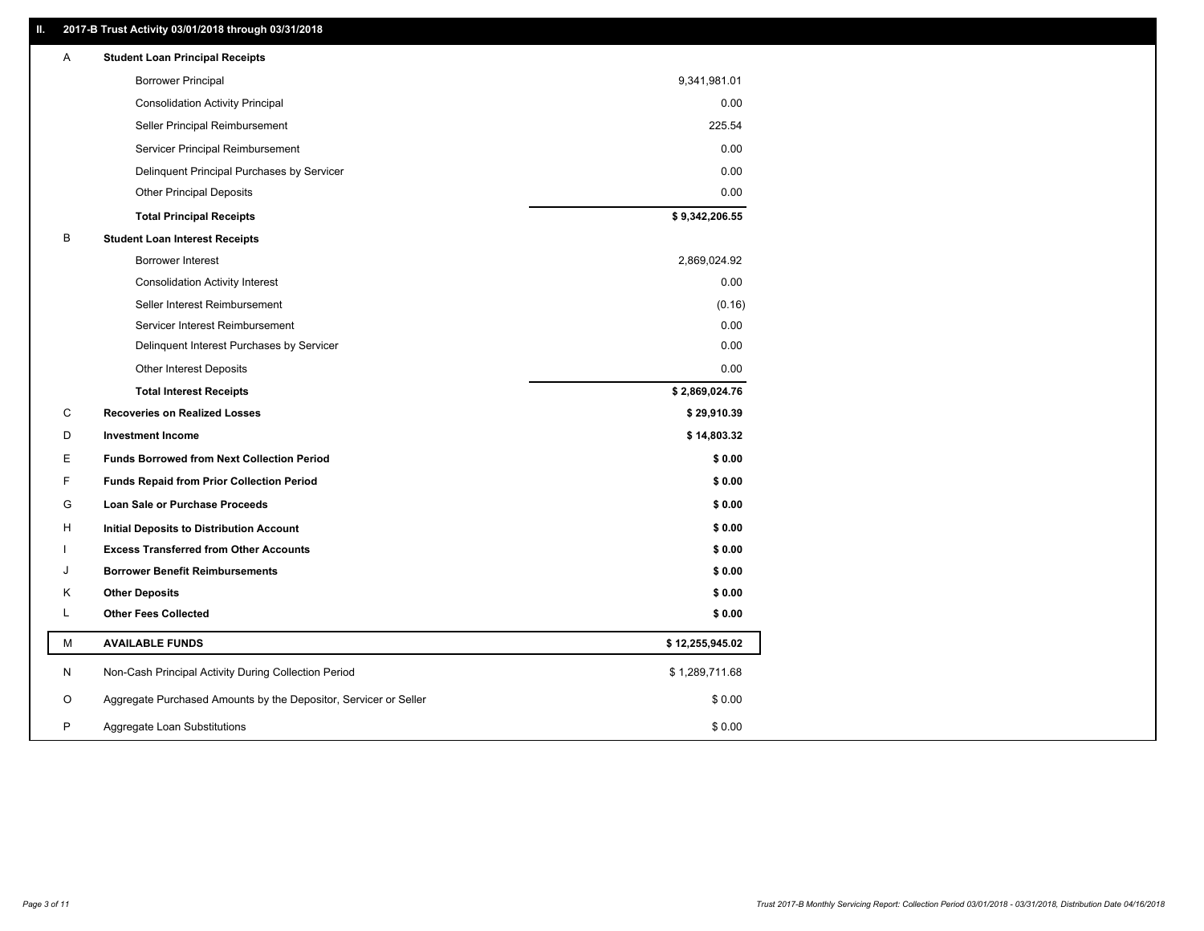## II. 2017-B Trust Activity 03/01/2018 through 03/31/2018

| | | |
|---|---|---|
| A | **Student Loan Principal Receipts** | |
| | Borrower Principal | 9,341,981.01 |
| | Consolidation Activity Principal | 0.00 |
| | Seller Principal Reimbursement | 225.54 |
| | Servicer Principal Reimbursement | 0.00 |
| | Delinquent Principal Purchases by Servicer | 0.00 |
| | Other Principal Deposits | 0.00 |
| | **Total Principal Receipts** | **$ 9,342,206.55** |
| B | **Student Loan Interest Receipts** | |
| | Borrower Interest | 2,869,024.92 |
| | Consolidation Activity Interest | 0.00 |
| | Seller Interest Reimbursement | (0.16) |
| | Servicer Interest Reimbursement | 0.00 |
| | Delinquent Interest Purchases by Servicer | 0.00 |
| | Other Interest Deposits | 0.00 |
| | **Total Interest Receipts** | **$ 2,869,024.76** |
| C | **Recoveries on Realized Losses** | **$ 29,910.39** |
| D | **Investment Income** | **$ 14,803.32** |
| E | **Funds Borrowed from Next Collection Period** | **$ 0.00** |
| F | **Funds Repaid from Prior Collection Period** | **$ 0.00** |
| G | **Loan Sale or Purchase Proceeds** | **$ 0.00** |
| H | **Initial Deposits to Distribution Account** | **$ 0.00** |
| I | **Excess Transferred from Other Accounts** | **$ 0.00** |
| J | **Borrower Benefit Reimbursements** | **$ 0.00** |
| K | **Other Deposits** | **$ 0.00** |
| L | **Other Fees Collected** | **$ 0.00** |
| M | **AVAILABLE FUNDS** | **$ 12,255,945.02** |
| N | Non-Cash Principal Activity During Collection Period | $ 1,289,711.68 |
| O | Aggregate Purchased Amounts by the Depositor, Servicer or Seller | $ 0.00 |
| P | Aggregate Loan Substitutions | $ 0.00 |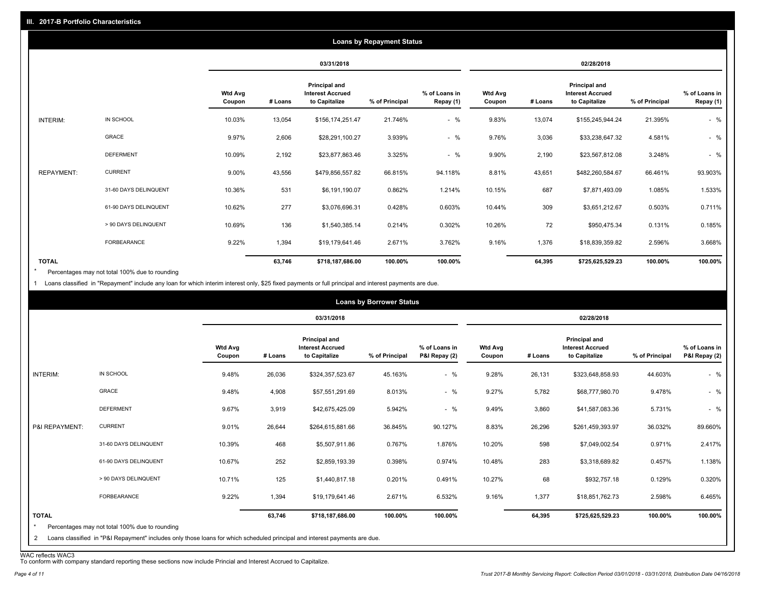## III. 2017-B Portfolio Characteristics

### Loans by Repayment Status

| | | 03/31/2018 | | | | | 02/28/2018 | | | | |
|---|---|---|---|---|---|---|---|---|---|---|---|
| | | Wtd Avg Coupon | # Loans | Principal and Interest Accrued to Capitalize | % of Principal | % of Loans in Repay (1) | Wtd Avg Coupon | # Loans | Principal and Interest Accrued to Capitalize | % of Principal | % of Loans in Repay (1) |
| INTERIM: | IN SCHOOL | 10.03% | 13,054 | $156,174,251.47 | 21.746% | - % | 9.83% | 13,074 | $155,245,944.24 | 21.395% | - % |
| | GRACE | 9.97% | 2,606 | $28,291,100.27 | 3.939% | - % | 9.76% | 3,036 | $33,238,647.32 | 4.581% | - % |
| | DEFERMENT | 10.09% | 2,192 | $23,877,863.46 | 3.325% | - % | 9.90% | 2,190 | $23,567,812.08 | 3.248% | - % |
| REPAYMENT: | CURRENT | 9.00% | 43,556 | $479,856,557.82 | 66.815% | 94.118% | 8.81% | 43,651 | $482,260,584.67 | 66.461% | 93.903% |
| | 31-60 DAYS DELINQUENT | 10.36% | 531 | $6,191,190.07 | 0.862% | 1.214% | 10.15% | 687 | $7,871,493.09 | 1.085% | 1.533% |
| | 61-90 DAYS DELINQUENT | 10.62% | 277 | $3,076,696.31 | 0.428% | 0.603% | 10.44% | 309 | $3,651,212.67 | 0.503% | 0.711% |
| | > 90 DAYS DELINQUENT | 10.69% | 136 | $1,540,385.14 | 0.214% | 0.302% | 10.26% | 72 | $950,475.34 | 0.131% | 0.185% |
| | FORBEARANCE | 9.22% | 1,394 | $19,179,641.46 | 2.671% | 3.762% | 9.16% | 1,376 | $18,839,359.82 | 2.596% | 3.668% |
| TOTAL | | | 63,746 | $718,187,686.00 | 100.00% | 100.00% | | 64,395 | $725,625,529.23 | 100.00% | 100.00% |

\* Percentages may not total 100% due to rounding

1 Loans classified in "Repayment" include any loan for which interim interest only, $25 fixed payments or full principal and interest payments are due.

### Loans by Borrower Status

| | | 03/31/2018 | | | | | 02/28/2018 | | | | |
|---|---|---|---|---|---|---|---|---|---|---|---|
| | | Wtd Avg Coupon | # Loans | Principal and Interest Accrued to Capitalize | % of Principal | % of Loans in P&I Repay (2) | Wtd Avg Coupon | # Loans | Principal and Interest Accrued to Capitalize | % of Principal | % of Loans in P&I Repay (2) |
| INTERIM: | IN SCHOOL | 9.48% | 26,036 | $324,357,523.67 | 45.163% | - % | 9.28% | 26,131 | $323,648,858.93 | 44.603% | - % |
| | GRACE | 9.48% | 4,908 | $57,551,291.69 | 8.013% | - % | 9.27% | 5,782 | $68,777,980.70 | 9.478% | - % |
| | DEFERMENT | 9.67% | 3,919 | $42,675,425.09 | 5.942% | - % | 9.49% | 3,860 | $41,587,083.36 | 5.731% | - % |
| P&I REPAYMENT: | CURRENT | 9.01% | 26,644 | $264,615,881.66 | 36.845% | 90.127% | 8.83% | 26,296 | $261,459,393.97 | 36.032% | 89.660% |
| | 31-60 DAYS DELINQUENT | 10.39% | 468 | $5,507,911.86 | 0.767% | 1.876% | 10.20% | 598 | $7,049,002.54 | 0.971% | 2.417% |
| | 61-90 DAYS DELINQUENT | 10.67% | 252 | $2,859,193.39 | 0.398% | 0.974% | 10.48% | 283 | $3,318,689.82 | 0.457% | 1.138% |
| | > 90 DAYS DELINQUENT | 10.71% | 125 | $1,440,817.18 | 0.201% | 0.491% | 10.27% | 68 | $932,757.18 | 0.129% | 0.320% |
| | FORBEARANCE | 9.22% | 1,394 | $19,179,641.46 | 2.671% | 6.532% | 9.16% | 1,377 | $18,851,762.73 | 2.598% | 6.465% |
| TOTAL | | | 63,746 | $718,187,686.00 | 100.00% | 100.00% | | 64,395 | $725,625,529.23 | 100.00% | 100.00% |

\* Percentages may not total 100% due to rounding

2 Loans classified in "P&I Repayment" includes only those loans for which scheduled principal and interest payments are due.

WAC reflects WAC3

To conform with company standard reporting these sections now include Princial and Interest Accrued to Capitalize.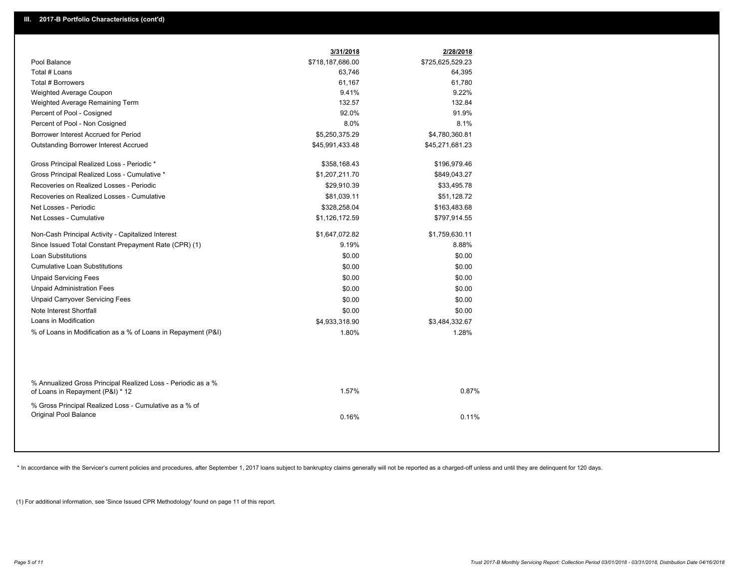## III. 2017-B Portfolio Characteristics (cont'd)

| | 3/31/2018 | 2/28/2018 |
| --- | --- | --- |
| Pool Balance | $718,187,686.00 | $725,625,529.23 |
| Total # Loans | 63,746 | 64,395 |
| Total # Borrowers | 61,167 | 61,780 |
| Weighted Average Coupon | 9.41% | 9.22% |
| Weighted Average Remaining Term | 132.57 | 132.84 |
| Percent of Pool - Cosigned | 92.0% | 91.9% |
| Percent of Pool - Non Cosigned | 8.0% | 8.1% |
| Borrower Interest Accrued for Period | $5,250,375.29 | $4,780,360.81 |
| Outstanding Borrower Interest Accrued | $45,991,433.48 | $45,271,681.23 |
| Gross Principal Realized Loss - Periodic * | $358,168.43 | $196,979.46 |
| Gross Principal Realized Loss - Cumulative * | $1,207,211.70 | $849,043.27 |
| Recoveries on Realized Losses - Periodic | $29,910.39 | $33,495.78 |
| Recoveries on Realized Losses - Cumulative | $81,039.11 | $51,128.72 |
| Net Losses - Periodic | $328,258.04 | $163,483.68 |
| Net Losses - Cumulative | $1,126,172.59 | $797,914.55 |
| Non-Cash Principal Activity - Capitalized Interest | $1,647,072.82 | $1,759,630.11 |
| Since Issued Total Constant Prepayment Rate (CPR) (1) | 9.19% | 8.88% |
| Loan Substitutions | $0.00 | $0.00 |
| Cumulative Loan Substitutions | $0.00 | $0.00 |
| Unpaid Servicing Fees | $0.00 | $0.00 |
| Unpaid Administration Fees | $0.00 | $0.00 |
| Unpaid Carryover Servicing Fees | $0.00 | $0.00 |
| Note Interest Shortfall | $0.00 | $0.00 |
| Loans in Modification | $4,933,318.90 | $3,484,332.67 |
| % of Loans in Modification as a % of Loans in Repayment (P&I) | 1.80% | 1.28% |
| % Annualized Gross Principal Realized Loss - Periodic as a % of Loans in Repayment (P&I) * 12 | 1.57% | 0.87% |
| % Gross Principal Realized Loss - Cumulative as a % of Original Pool Balance | 0.16% | 0.11% |

* In accordance with the Servicer's current policies and procedures, after September 1, 2017 loans subject to bankruptcy claims generally will not be reported as a charged-off unless and until they are delinquent for 120 days.

(1) For additional information, see 'Since Issued CPR Methodology' found on page 11 of this report.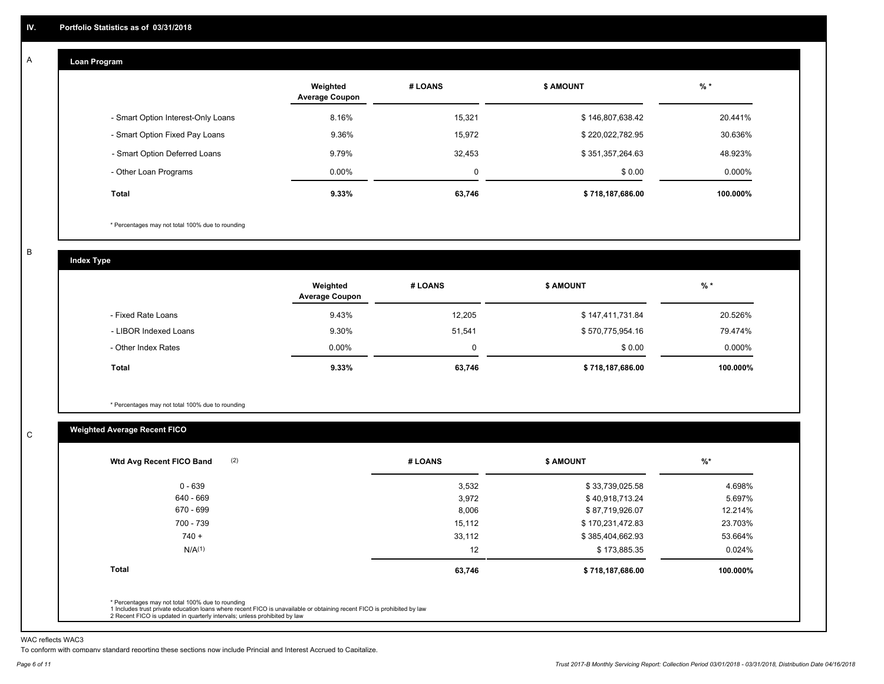## IV. Portfolio Statistics as of 03/31/2018

### A Loan Program

| | Weighted Average Coupon | # LOANS | $ AMOUNT | % * |
|---|---|---|---|---|
| - Smart Option Interest-Only Loans | 8.16% | 15,321 | $ 146,807,638.42 | 20.441% |
| - Smart Option Fixed Pay Loans | 9.36% | 15,972 | $ 220,022,782.95 | 30.636% |
| - Smart Option Deferred Loans | 9.79% | 32,453 | $ 351,357,264.63 | 48.923% |
| - Other Loan Programs | 0.00% | 0 | $ 0.00 | 0.000% |
| **Total** | **9.33%** | **63,746** | **$ 718,187,686.00** | **100.000%** |

* Percentages may not total 100% due to rounding

### B Index Type

| | Weighted Average Coupon | # LOANS | $ AMOUNT | % * |
|---|---|---|---|---|
| - Fixed Rate Loans | 9.43% | 12,205 | $ 147,411,731.84 | 20.526% |
| - LIBOR Indexed Loans | 9.30% | 51,541 | $ 570,775,954.16 | 79.474% |
| - Other Index Rates | 0.00% | 0 | $ 0.00 | 0.000% |
| **Total** | **9.33%** | **63,746** | **$ 718,187,686.00** | **100.000%** |

* Percentages may not total 100% due to rounding

### C Weighted Average Recent FICO

| Wtd Avg Recent FICO Band (2) | # LOANS | $ AMOUNT | %* |
|---|---|---|---|
| 0 - 639 | 3,532 | $ 33,739,025.58 | 4.698% |
| 640 - 669 | 3,972 | $ 40,918,713.24 | 5.697% |
| 670 - 699 | 8,006 | $ 87,719,926.07 | 12.214% |
| 700 - 739 | 15,112 | $ 170,231,472.83 | 23.703% |
| 740 + | 33,112 | $ 385,404,662.93 | 53.664% |
| N/A(1) | 12 | $ 173,885.35 | 0.024% |
| **Total** | **63,746** | **$ 718,187,686.00** | **100.000%** |

* Percentages may not total 100% due to rounding
1 Includes trust private education loans where recent FICO is unavailable or obtaining recent FICO is prohibited by law
2 Recent FICO is updated in quarterly intervals; unless prohibited by law

WAC reflects WAC3
To conform with company standard reporting these sections now include Princial and Interest Accrued to Capitalize.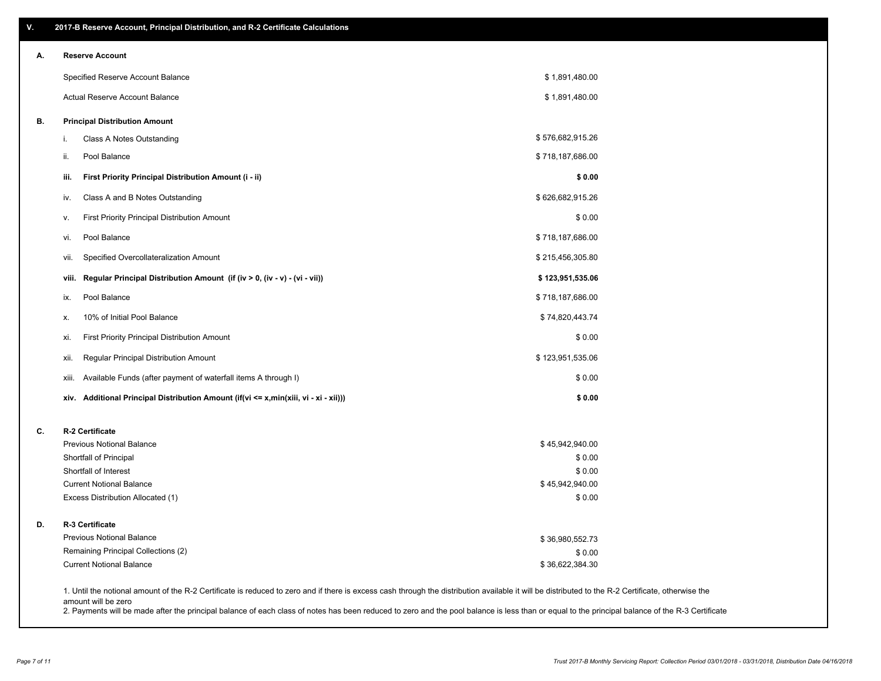## V. 2017-B Reserve Account, Principal Distribution, and R-2 Certificate Calculations

### A. Reserve Account

| | |
|---|---|
| Specified Reserve Account Balance | $ 1,891,480.00 |
| Actual Reserve Account Balance | $ 1,891,480.00 |

### B. Principal Distribution Amount

| | | |
|---|---|---|
| i. | Class A Notes Outstanding | $ 576,682,915.26 |
| ii. | Pool Balance | $ 718,187,686.00 |
| **iii.** | **First Priority Principal Distribution Amount (i - ii)** | **$ 0.00** |
| iv. | Class A and B Notes Outstanding | $ 626,682,915.26 |
| v. | First Priority Principal Distribution Amount | $ 0.00 |
| vi. | Pool Balance | $ 718,187,686.00 |
| vii. | Specified Overcollateralization Amount | $ 215,456,305.80 |
| **viii.** | **Regular Principal Distribution Amount (if (iv > 0, (iv - v) - (vi - vii))** | **$ 123,951,535.06** |
| ix. | Pool Balance | $ 718,187,686.00 |
| x. | 10% of Initial Pool Balance | $ 74,820,443.74 |
| xi. | First Priority Principal Distribution Amount | $ 0.00 |
| xii. | Regular Principal Distribution Amount | $ 123,951,535.06 |
| xiii. | Available Funds (after payment of waterfall items A through I) | $ 0.00 |
| **xiv.** | **Additional Principal Distribution Amount (if(vi <= x,min(xiii, vi - xi - xii)))** | **$ 0.00** |

### C. R-2 Certificate

| | |
|---|---|
| Previous Notional Balance | $ 45,942,940.00 |
| Shortfall of Principal | $ 0.00 |
| Shortfall of Interest | $ 0.00 |
| Current Notional Balance | $ 45,942,940.00 |
| Excess Distribution Allocated (1) | $ 0.00 |

### D. R-3 Certificate

| | |
|---|---|
| Previous Notional Balance | $ 36,980,552.73 |
| Remaining Principal Collections (2) | $ 0.00 |
| Current Notional Balance | $ 36,622,384.30 |

1. Until the notional amount of the R-2 Certificate is reduced to zero and if there is excess cash through the distribution available it will be distributed to the R-2 Certificate, otherwise the amount will be zero
2. Payments will be made after the principal balance of each class of notes has been reduced to zero and the pool balance is less than or equal to the principal balance of the R-3 Certificate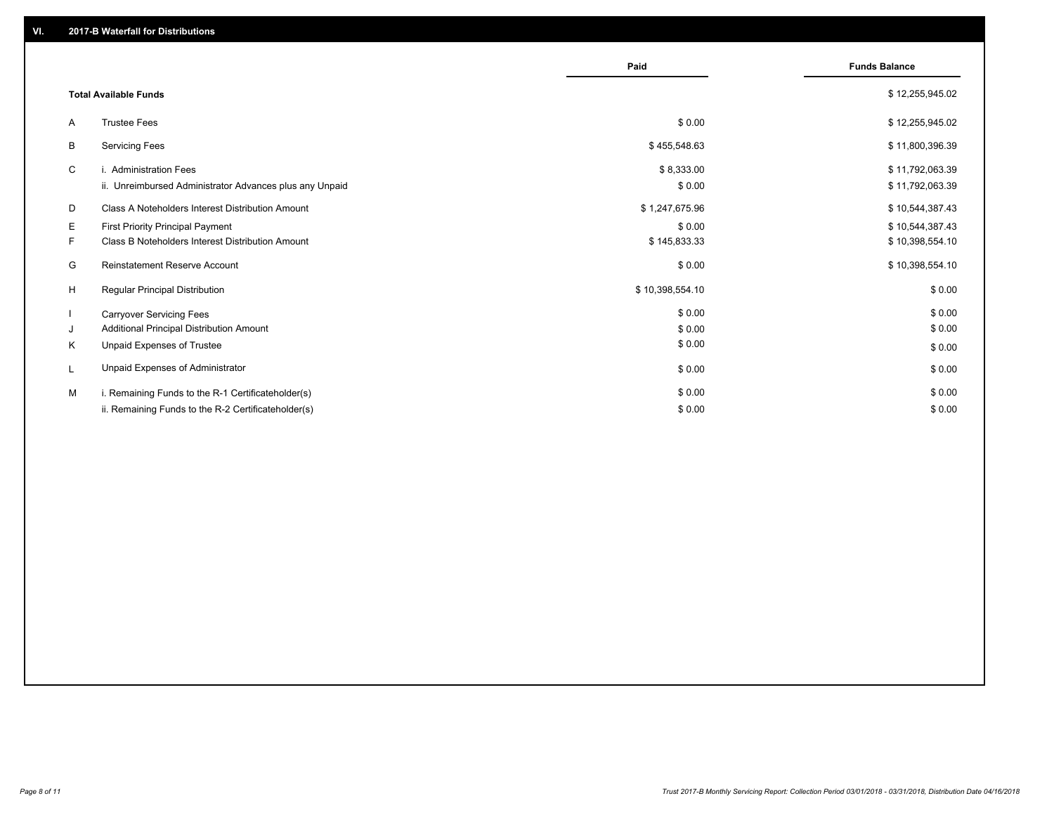## VI. 2017-B Waterfall for Distributions

| | | Paid | Funds Balance |
|---|---|---|---|
| | **Total Available Funds** | | $ 12,255,945.02 |
| A | Trustee Fees | $ 0.00 | $ 12,255,945.02 |
| B | Servicing Fees | $ 455,548.63 | $ 11,800,396.39 |
| C | i. Administration Fees | $ 8,333.00 | $ 11,792,063.39 |
| | ii. Unreimbursed Administrator Advances plus any Unpaid | $ 0.00 | $ 11,792,063.39 |
| D | Class A Noteholders Interest Distribution Amount | $ 1,247,675.96 | $ 10,544,387.43 |
| E | First Priority Principal Payment | $ 0.00 | $ 10,544,387.43 |
| F | Class B Noteholders Interest Distribution Amount | $ 145,833.33 | $ 10,398,554.10 |
| G | Reinstatement Reserve Account | $ 0.00 | $ 10,398,554.10 |
| H | Regular Principal Distribution | $ 10,398,554.10 | $ 0.00 |
| I | Carryover Servicing Fees | $ 0.00 | $ 0.00 |
| J | Additional Principal Distribution Amount | $ 0.00 | $ 0.00 |
| K | Unpaid Expenses of Trustee | $ 0.00 | $ 0.00 |
| L | Unpaid Expenses of Administrator | $ 0.00 | $ 0.00 |
| M | i. Remaining Funds to the R-1 Certificateholder(s) | $ 0.00 | $ 0.00 |
| | ii. Remaining Funds to the R-2 Certificateholder(s) | $ 0.00 | $ 0.00 |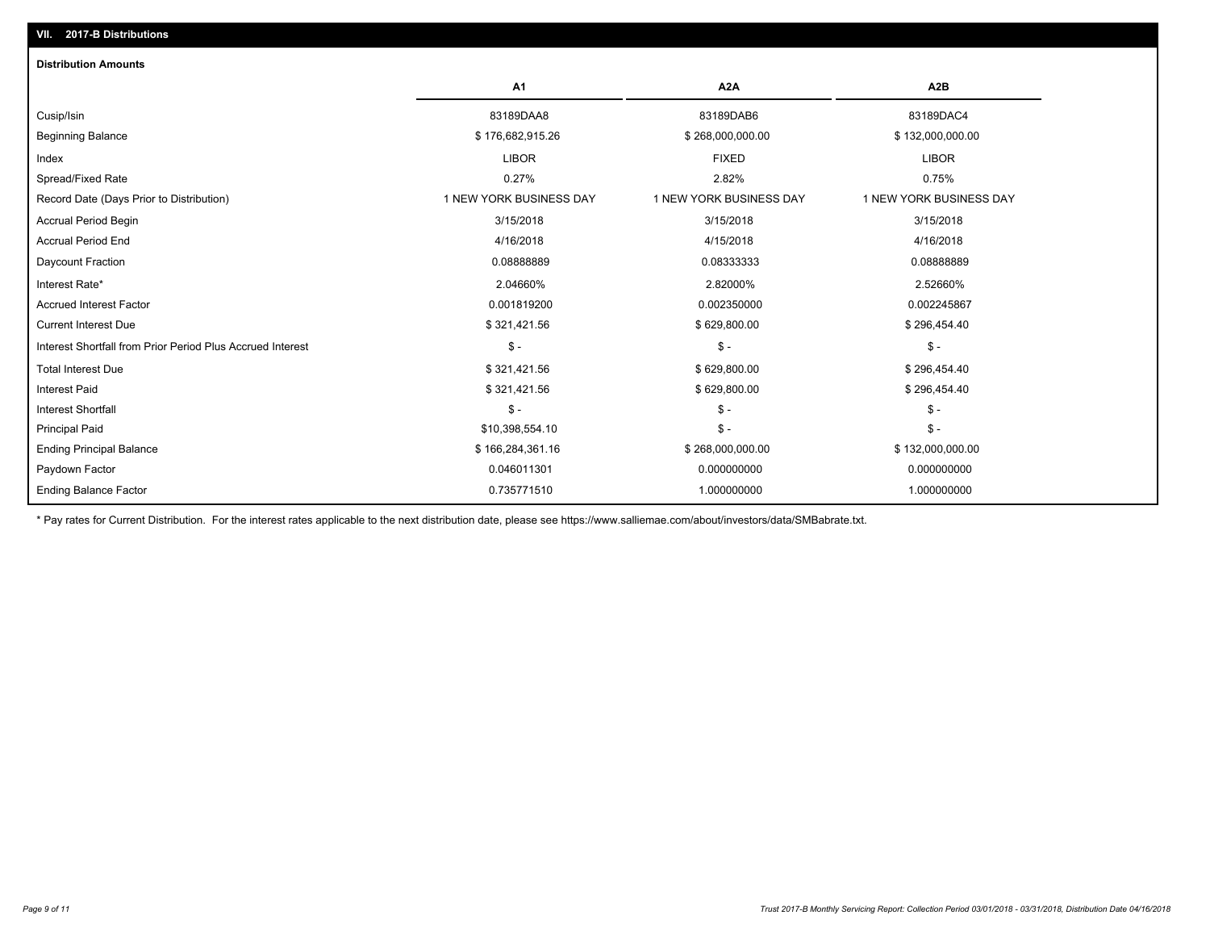## VII. 2017-B Distributions

### Distribution Amounts

| | A1 | A2A | A2B |
|---|---|---|---|
| Cusip/Isin | 83189DAA8 | 83189DAB6 | 83189DAC4 |
| Beginning Balance | $ 176,682,915.26 | $ 268,000,000.00 | $ 132,000,000.00 |
| Index | LIBOR | FIXED | LIBOR |
| Spread/Fixed Rate | 0.27% | 2.82% | 0.75% |
| Record Date (Days Prior to Distribution) | 1 NEW YORK BUSINESS DAY | 1 NEW YORK BUSINESS DAY | 1 NEW YORK BUSINESS DAY |
| Accrual Period Begin | 3/15/2018 | 3/15/2018 | 3/15/2018 |
| Accrual Period End | 4/16/2018 | 4/15/2018 | 4/16/2018 |
| Daycount Fraction | 0.08888889 | 0.08333333 | 0.08888889 |
| Interest Rate* | 2.04660% | 2.82000% | 2.52660% |
| Accrued Interest Factor | 0.001819200 | 0.002350000 | 0.002245867 |
| Current Interest Due | $ 321,421.56 | $ 629,800.00 | $ 296,454.40 |
| Interest Shortfall from Prior Period Plus Accrued Interest | $ - | $ - | $ - |
| Total Interest Due | $ 321,421.56 | $ 629,800.00 | $ 296,454.40 |
| Interest Paid | $ 321,421.56 | $ 629,800.00 | $ 296,454.40 |
| Interest Shortfall | $ - | $ - | $ - |
| Principal Paid | $10,398,554.10 | $ - | $ - |
| Ending Principal Balance | $ 166,284,361.16 | $ 268,000,000.00 | $ 132,000,000.00 |
| Paydown Factor | 0.046011301 | 0.000000000 | 0.000000000 |
| Ending Balance Factor | 0.735771510 | 1.000000000 | 1.000000000 |

* Pay rates for Current Distribution. For the interest rates applicable to the next distribution date, please see https://www.salliemae.com/about/investors/data/SMBabrate.txt.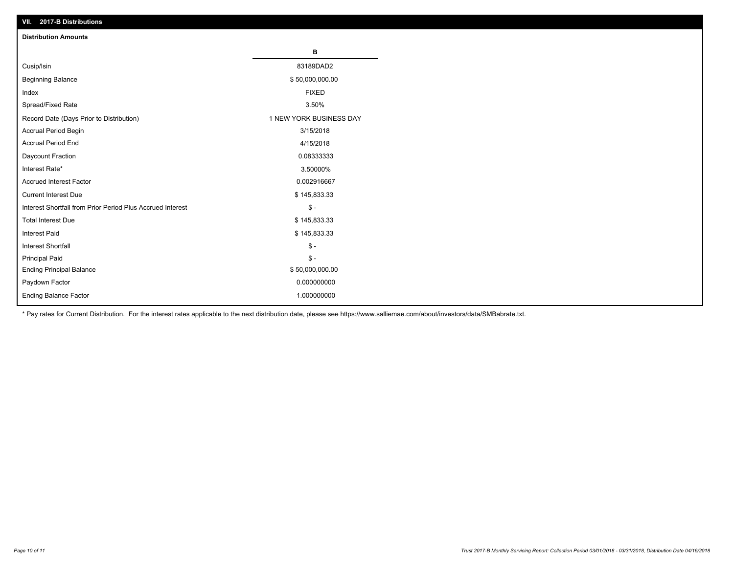## VII. 2017-B Distributions

### Distribution Amounts

| | B |
|---|---|
| Cusip/Isin | 83189DAD2 |
| Beginning Balance | $ 50,000,000.00 |
| Index | FIXED |
| Spread/Fixed Rate | 3.50% |
| Record Date (Days Prior to Distribution) | 1 NEW YORK BUSINESS DAY |
| Accrual Period Begin | 3/15/2018 |
| Accrual Period End | 4/15/2018 |
| Daycount Fraction | 0.08333333 |
| Interest Rate* | 3.50000% |
| Accrued Interest Factor | 0.002916667 |
| Current Interest Due | $ 145,833.33 |
| Interest Shortfall from Prior Period Plus Accrued Interest | $ - |
| Total Interest Due | $ 145,833.33 |
| Interest Paid | $ 145,833.33 |
| Interest Shortfall | $ - |
| Principal Paid | $ - |
| Ending Principal Balance | $ 50,000,000.00 |
| Paydown Factor | 0.000000000 |
| Ending Balance Factor | 1.000000000 |

* Pay rates for Current Distribution. For the interest rates applicable to the next distribution date, please see https://www.salliemae.com/about/investors/data/SMBabrate.txt.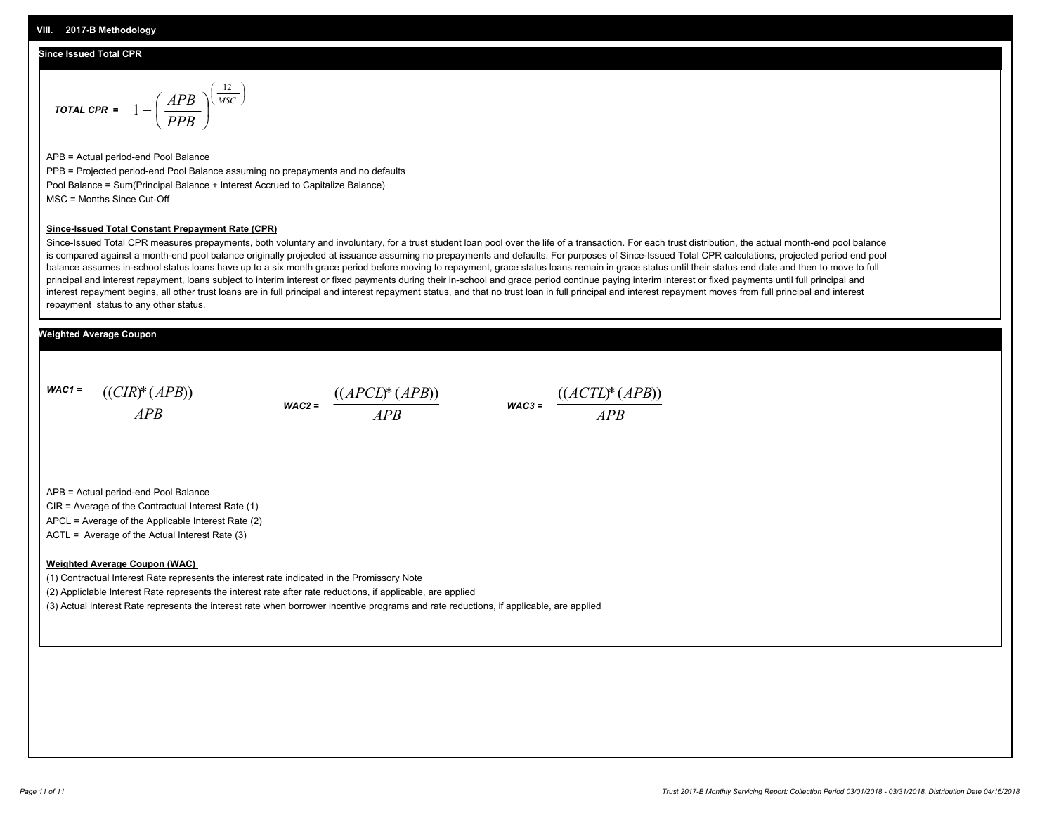## VIII. 2017-B Methodology

### Since Issued Total CPR

$$\textit{TOTAL CPR} = 1 - \left(\frac{APB}{PPB}\right)^{\left(\frac{12}{MSC}\right)}$$

APB = Actual period-end Pool Balance

PPB = Projected period-end Pool Balance assuming no prepayments and no defaults

Pool Balance = Sum(Principal Balance + Interest Accrued to Capitalize Balance)

MSC = Months Since Cut-Off

**Since-Issued Total Constant Prepayment Rate (CPR)**

Since-Issued Total CPR measures prepayments, both voluntary and involuntary, for a trust student loan pool over the life of a transaction. For each trust distribution, the actual month-end pool balance is compared against a month-end pool balance originally projected at issuance assuming no prepayments and defaults. For purposes of Since-Issued Total CPR calculations, projected period end pool balance assumes in-school status loans have up to a six month grace period before moving to repayment, grace status loans remain in grace status until their status end date and then to move to full principal and interest repayment, loans subject to interim interest or fixed payments during their in-school and grace period continue paying interim interest or fixed payments until full principal and interest repayment begins, all other trust loans are in full principal and interest repayment status, and that no trust loan in full principal and interest repayment moves from full principal and interest repayment status to any other status.

### Weighted Average Coupon

$$\textit{WAC1} = \frac{((CIR)*(APB))}{APB} \qquad \textit{WAC2} = \frac{((APCL)*(APB))}{APB} \qquad \textit{WAC3} = \frac{((ACTL)*(APB))}{APB}$$

APB = Actual period-end Pool Balance

CIR = Average of the Contractual Interest Rate (1)

APCL = Average of the Applicable Interest Rate (2)

ACTL = Average of the Actual Interest Rate (3)

**Weighted Average Coupon (WAC)**

(1) Contractual Interest Rate represents the interest rate indicated in the Promissory Note

(2) Appliclable Interest Rate represents the interest rate after rate reductions, if applicable, are applied

(3) Actual Interest Rate represents the interest rate when borrower incentive programs and rate reductions, if applicable, are applied